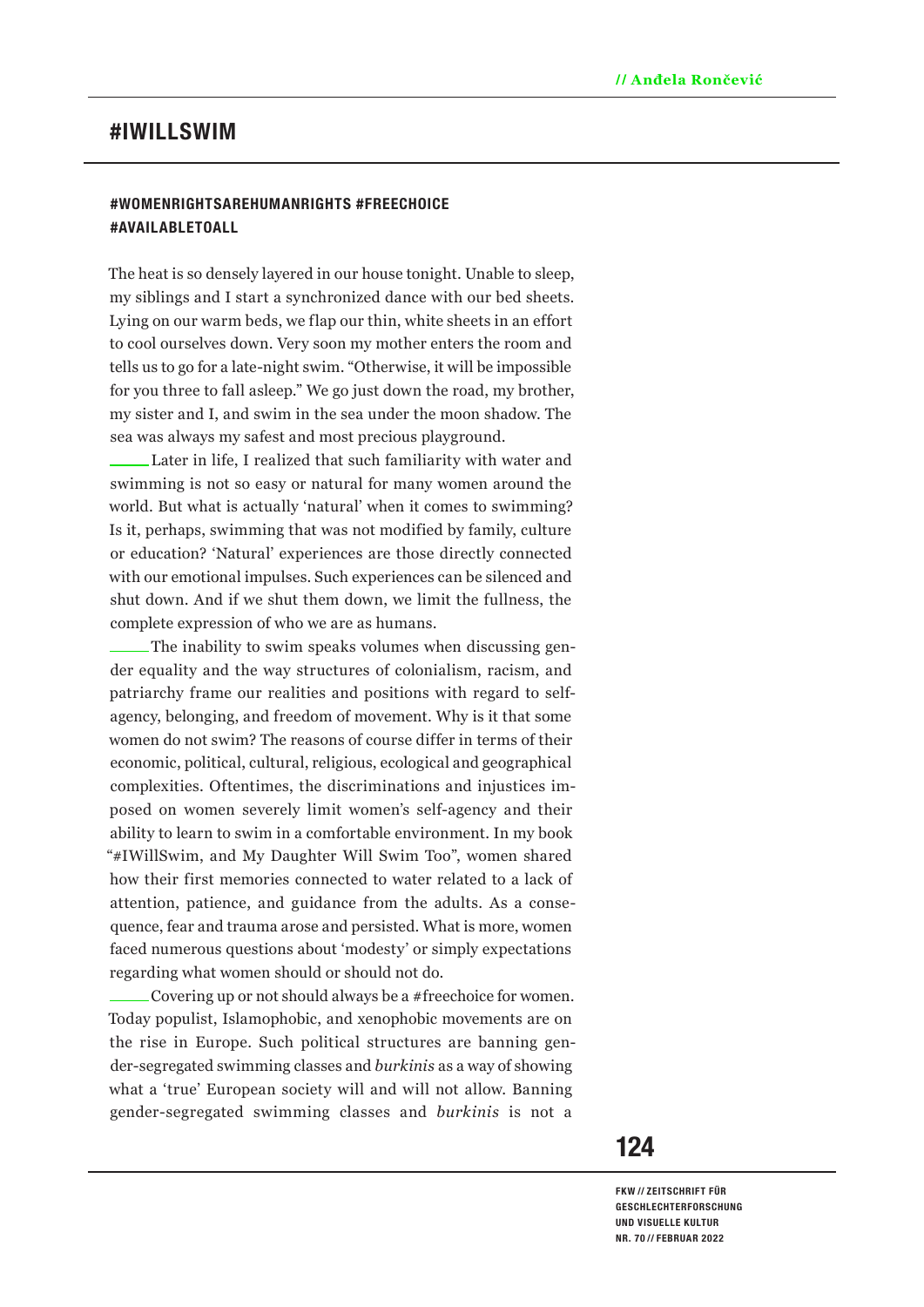// Anđela Rončević

# #IWILLSWIM

**#WOMENRIGHTSAREHUMANRIGHTS #FREECHOICE #AVAILABLETOALL**

The heat is so densely layered in our house tonight. Unable to sleep, my siblings and I start a synchronized dance with our bed sheets. Lying on our warm beds, we flap our thin, white sheets in an effort to cool ourselves down. Very soon my mother enters the room and tells us to go for a late-night swim. "Otherwise, it will be impossible for you three to fall asleep." We go just down the road, my brother, my sister and I, and swim in the sea under the moon shadow. The sea was always my safest and most precious playground.

Later in life, I realized that such familiarity with water and swimming is not so easy or natural for many women around the world. But what is actually 'natural' when it comes to swimming? Is it, perhaps, swimming that was not modified by family, culture or education? 'Natural' experiences are those directly connected with our emotional impulses. Such experiences can be silenced and shut down. And if we shut them down, we limit the fullness, the complete expression of who we are as humans.

The inability to swim speaks volumes when discussing gender equality and the way structures of colonialism, racism, and patriarchy frame our realities and positions with regard to self-agency, belonging, and freedom of movement. Why is it that some women do not swim? The reasons of course differ in terms of their economic, political, cultural, religious, ecological and geographical complexities. Oftentimes, the discriminations and injustices imposed on women severely limit women's self-agency and their ability to learn to swim in a comfortable environment. In my book "#IWillSwim, and My Daughter Will Swim Too", women shared how their first memories connected to water related to a lack of attention, patience, and guidance from the adults. As a consequence, fear and trauma arose and persisted. What is more, women faced numerous questions about 'modesty' or simply expectations regarding what women should or should not do.

Covering up or not should always be a #freechoice for women. Today populist, Islamophobic, and xenophobic movements are on the rise in Europe. Such political structures are banning gender-segregated swimming classes and *burkinis* as a way of showing what a 'true' European society will and will not allow. Banning gender-segregated swimming classes and *burkinis* is not a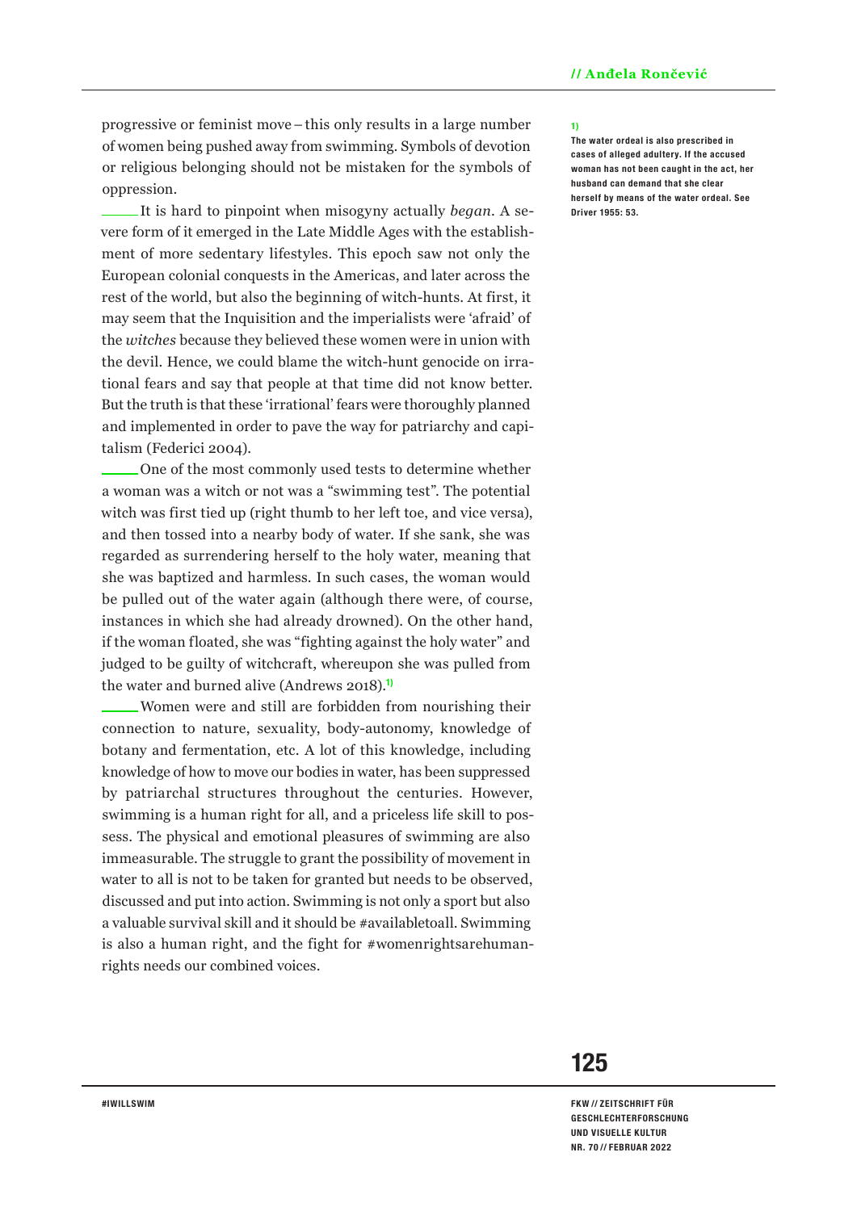progressive or feminist move – this only results in a large number of women being pushed away from swimming. Symbols of devotion or religious belonging should not be mistaken for the symbols of oppression.

It is hard to pinpoint when misogyny actually *began*. A severe form of it emerged in the Late Middle Ages with the establishment of more sedentary lifestyles. This epoch saw not only the European colonial conquests in the Americas, and later across the rest of the world, but also the beginning of witch-hunts. At first, it may seem that the Inquisition and the imperialists were 'afraid' of the *witches* because they believed these women were in union with the devil. Hence, we could blame the witch-hunt genocide on irrational fears and say that people at that time did not know better. But the truth is that these 'irrational' fears were thoroughly planned and implemented in order to pave the way for patriarchy and capitalism (Federici 2004).

One of the most commonly used tests to determine whether a woman was a witch or not was a "swimming test". The potential witch was first tied up (right thumb to her left toe, and vice versa), and then tossed into a nearby body of water. If she sank, she was regarded as surrendering herself to the holy water, meaning that she was baptized and harmless. In such cases, the woman would be pulled out of the water again (although there were, of course, instances in which she had already drowned). On the other hand, if the woman floated, she was "fighting against the holy water" and judged to be guilty of witchcraft, whereupon she was pulled from the water and burned alive (Andrews 2018).[1]

Women were and still are forbidden from nourishing their connection to nature, sexuality, body-autonomy, knowledge of botany and fermentation, etc. A lot of this knowledge, including knowledge of how to move our bodies in water, has been suppressed by patriarchal structures throughout the centuries. However, swimming is a human right for all, and a priceless life skill to possess. The physical and emotional pleasures of swimming are also immeasurable. The struggle to grant the possibility of movement in water to all is not to be taken for granted but needs to be observed, discussed and put into action. Swimming is not only a sport but also a valuable survival skill and it should be #availabletoall. Swimming is also a human right, and the fight for #womenrightsarehumanrights needs our combined voices.

1) The water ordeal is also prescribed in cases of alleged adultery. If the accused woman has not been caught in the act, her husband can demand that she clear herself by means of the water ordeal. See Driver 1955: 53.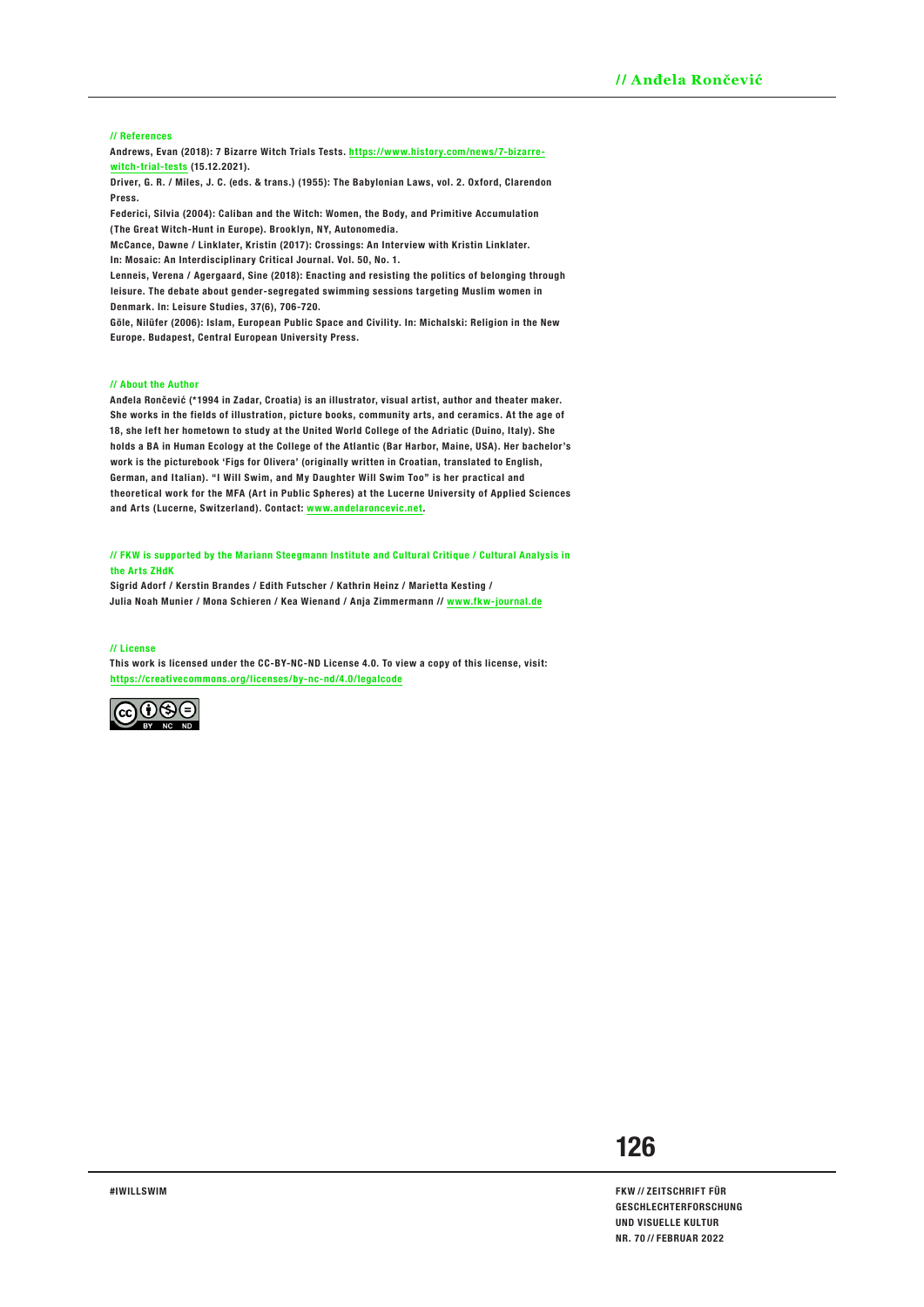## // References

Andrews, Evan (2018): 7 Bizarre Witch Trials Tests. https://www.history.com/news/7-bizarre-witch-trial-tests (15.12.2021).

Driver, G. R. / Miles, J. C. (eds. & trans.) (1955): The Babylonian Laws, vol. 2. Oxford, Clarendon Press.

Federici, Silvia (2004): Caliban and the Witch: Women, the Body, and Primitive Accumulation (The Great Witch-Hunt in Europe). Brooklyn, NY, Autonomedia.

McCance, Dawne / Linklater, Kristin (2017): Crossings: An Interview with Kristin Linklater. In: Mosaic: An Interdisciplinary Critical Journal. Vol. 50, No. 1.

Lenneis, Verena / Agergaard, Sine (2018): Enacting and resisting the politics of belonging through leisure. The debate about gender-segregated swimming sessions targeting Muslim women in Denmark. In: Leisure Studies, 37(6), 706-720.

Göle, Nilüfer (2006): Islam, European Public Space and Civility. In: Michalski: Religion in the New Europe. Budapest, Central European University Press.

## // About the Author

Anđela Rončević (*1994 in Zadar, Croatia) is an illustrator, visual artist, author and theater maker. She works in the fields of illustration, picture books, community arts, and ceramics. At the age of 18, she left her hometown to study at the United World College of the Adriatic (Duino, Italy). She holds a BA in Human Ecology at the College of the Atlantic (Bar Harbor, Maine, USA). Her bachelor's work is the picturebook 'Figs for Olivera' (originally written in Croatian, translated to English, German, and Italian). "I Will Swim, and My Daughter Will Swim Too" is her practical and theoretical work for the MFA (Art in Public Spheres) at the Lucerne University of Applied Sciences and Arts (Lucerne, Switzerland). Contact: www.andelaroncevic.net.

## // FKW is supported by the Mariann Steegmann Institute and Cultural Critique / Cultural Analysis in the Arts ZHdK

Sigrid Adorf / Kerstin Brandes / Edith Futscher / Kathrin Heinz / Marietta Kesting / Julia Noah Munier / Mona Schieren / Kea Wienand / Anja Zimmermann // www.fkw-journal.de

## // License

This work is licensed under the CC-BY-NC-ND License 4.0. To view a copy of this license, visit: https://creativecommons.org/licenses/by-nc-nd/4.0/legalcode